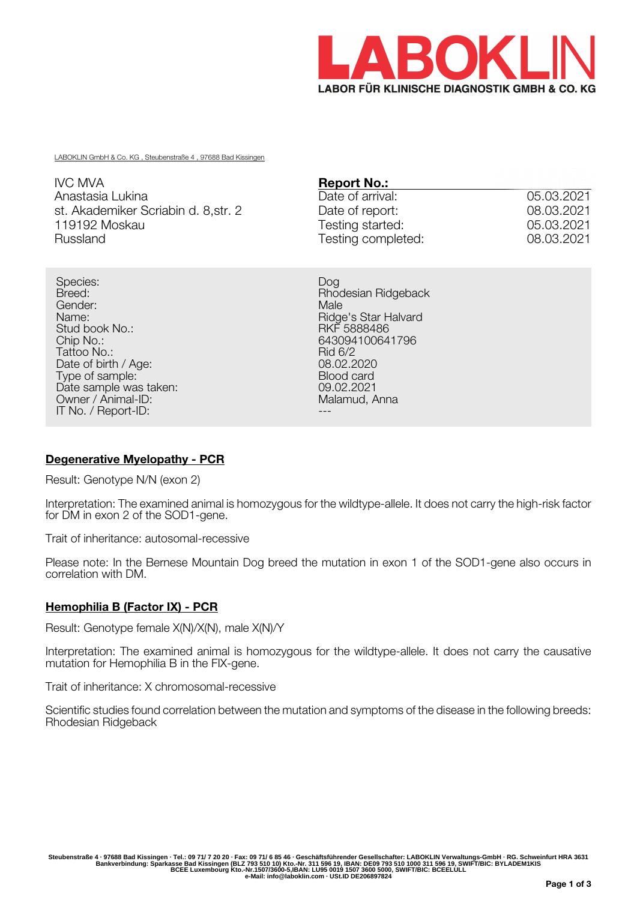# LABOKLIN

**LABOR FÜR KLINISCHE DIAGNOSTIK GMBH & CO. KG**

LABOKLIN GmbH & Co. KG , Steubenstraße 4 , 97688 Bad Kissingen

IVC MVA
Anastasia Lukina
st. Akademiker Scriabin d. 8,str. 2
119192 Moskau
Russland

**Report No.:**

| | |
|---|---|
| Date of arrival: | 05.03.2021 |
| Date of report: | 08.03.2021 |
| Testing started: | 05.03.2021 |
| Testing completed: | 08.03.2021 |

| | |
|---|---|
| Species: | Dog |
| Breed: | Rhodesian Ridgeback |
| Gender: | Male |
| Name: | Ridge's Star Halvard |
| Stud book No.: | RKF 5888486 |
| Chip No.: | 643094100641796 |
| Tattoo No.: | Rid 6/2 |
| Date of birth / Age: | 08.02.2020 |
| Type of sample: | Blood card |
| Date sample was taken: | 09.02.2021 |
| Owner / Animal-ID: | Malamud, Anna |
| IT No. / Report-ID: | --- |

## Degenerative Myelopathy - PCR

Result: Genotype N/N (exon 2)

Interpretation: The examined animal is homozygous for the wildtype-allele. It does not carry the high-risk factor for DM in exon 2 of the SOD1-gene.

Trait of inheritance: autosomal-recessive

Please note: In the Bernese Mountain Dog breed the mutation in exon 1 of the SOD1-gene also occurs in correlation with DM.

## Hemophilia B (Factor IX) - PCR

Result: Genotype female X(N)/X(N), male X(N)/Y

Interpretation: The examined animal is homozygous for the wildtype-allele. It does not carry the causative mutation for Hemophilia B in the FIX-gene.

Trait of inheritance: X chromosomal-recessive

Scientific studies found correlation between the mutation and symptoms of the disease in the following breeds: Rhodesian Ridgeback

Steubenstraße 4 · 97688 Bad Kissingen · Tel.: 09 71/ 7 20 20 · Fax: 09 71/ 6 85 46 · Geschäftsführender Gesellschafter: LABOKLIN Verwaltungs-GmbH · RG. Schweinfurt HRA 3631
Bankverbindung: Sparkasse Bad Kissingen (BLZ 793 510 10) Kto.-Nr. 311 596 19, IBAN: DE09 793 510 1000 311 596 19, SWIFT/BIC: BYLADEM1KIS
BCEE Luxembourg Kto.-Nr.1507/3600-5,IBAN: LU95 0019 1507 3600 5000, SWIFT/BIC: BCEELULL
e-Mail: info@laboklin.com · USt.ID DE206897824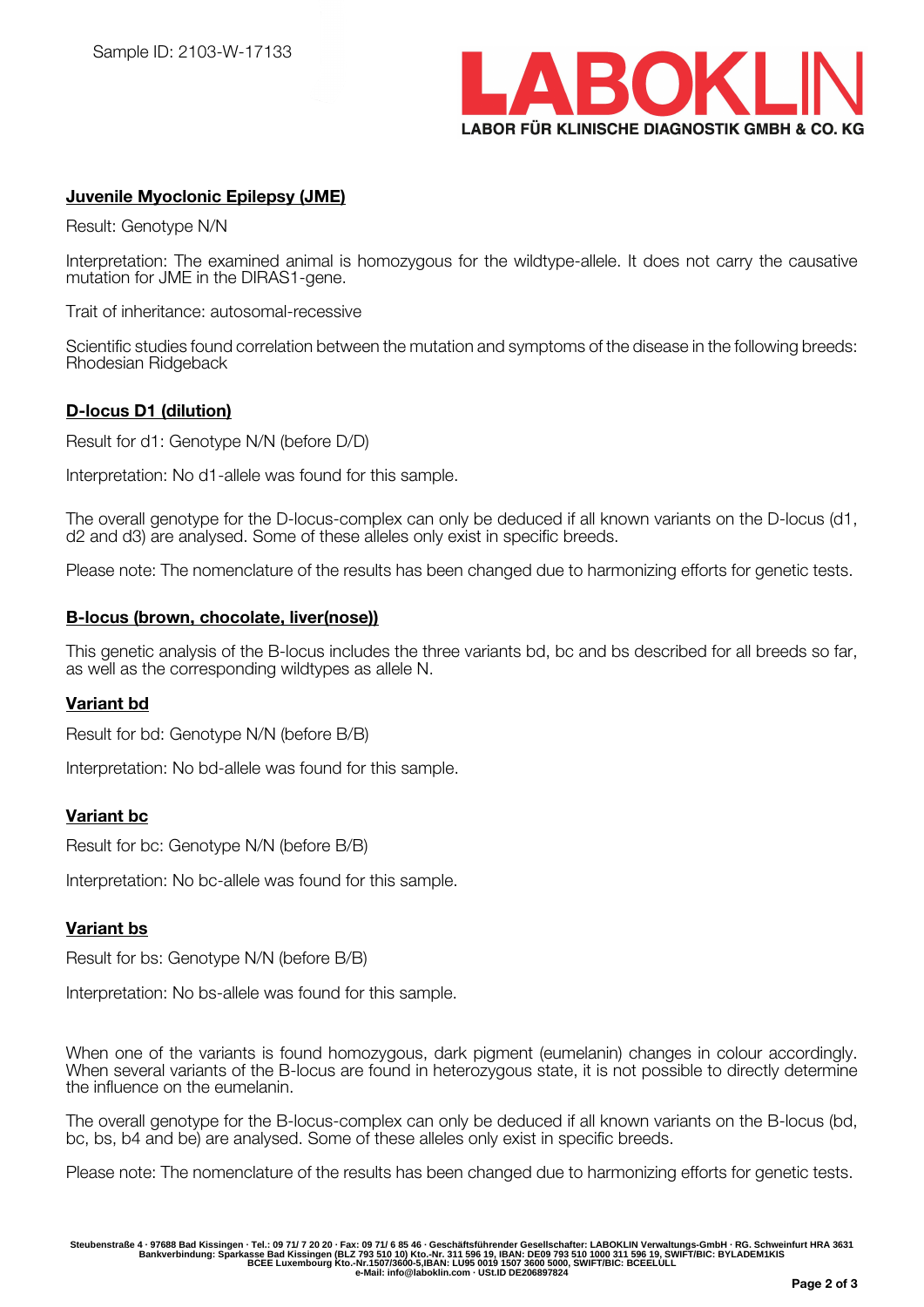Sample ID: 2103-W-17133

## Juvenile Myoclonic Epilepsy (JME)

Result: Genotype N/N

Interpretation: The examined animal is homozygous for the wildtype-allele. It does not carry the causative mutation for JME in the DIRAS1-gene.

Trait of inheritance: autosomal-recessive

Scientific studies found correlation between the mutation and symptoms of the disease in the following breeds: Rhodesian Ridgeback

## D-locus D1 (dilution)

Result for d1: Genotype N/N (before D/D)

Interpretation: No d1-allele was found for this sample.

The overall genotype for the D-locus-complex can only be deduced if all known variants on the D-locus (d1, d2 and d3) are analysed. Some of these alleles only exist in specific breeds.

Please note: The nomenclature of the results has been changed due to harmonizing efforts for genetic tests.

## B-locus (brown, chocolate, liver(nose))

This genetic analysis of the B-locus includes the three variants bd, bc and bs described for all breeds so far, as well as the corresponding wildtypes as allele N.

### Variant bd

Result for bd: Genotype N/N (before B/B)

Interpretation: No bd-allele was found for this sample.

### Variant bc

Result for bc: Genotype N/N (before B/B)

Interpretation: No bc-allele was found for this sample.

### Variant bs

Result for bs: Genotype N/N (before B/B)

Interpretation: No bs-allele was found for this sample.

When one of the variants is found homozygous, dark pigment (eumelanin) changes in colour accordingly. When several variants of the B-locus are found in heterozygous state, it is not possible to directly determine the influence on the eumelanin.

The overall genotype for the B-locus-complex can only be deduced if all known variants on the B-locus (bd, bc, bs, b4 and be) are analysed. Some of these alleles only exist in specific breeds.

Please note: The nomenclature of the results has been changed due to harmonizing efforts for genetic tests.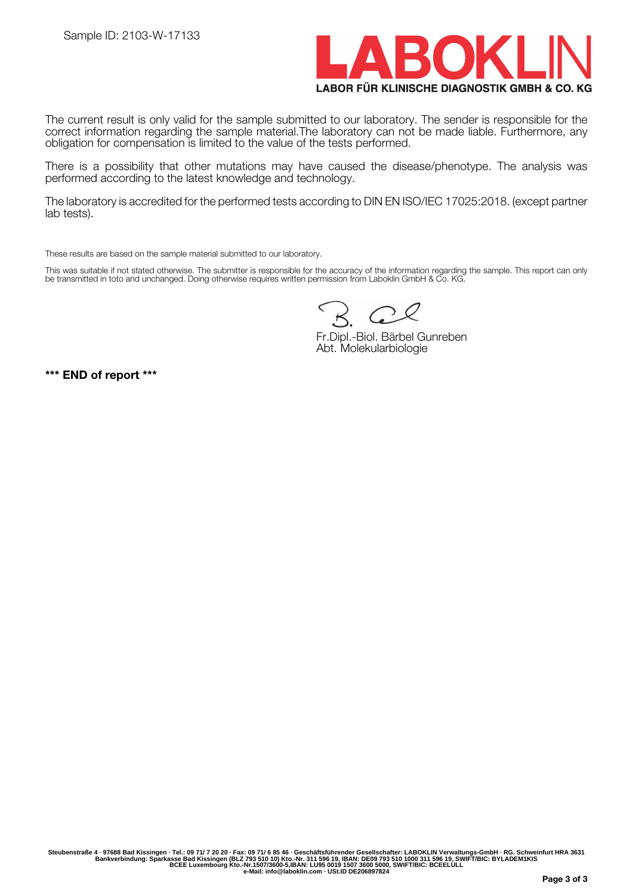The current result is only valid for the sample submitted to our laboratory. The sender is responsible for the correct information regarding the sample material.The laboratory can not be made liable. Furthermore, any obligation for compensation is limited to the value of the tests performed.

There is a possibility that other mutations may have caused the disease/phenotype. The analysis was performed according to the latest knowledge and technology.

The laboratory is accredited for the performed tests according to DIN EN ISO/IEC 17025:2018. (except partner lab tests).

These results are based on the sample material submitted to our laboratory.

This was suitable if not stated otherwise. The submitter is responsible for the accuracy of the information regarding the sample. This report can only be transmitted in toto and unchanged. Doing otherwise requires written permission from Laboklin GmbH & Co. KG.

Fr.Dipl.-Biol. Bärbel Gunreben
Abt. Molekularbiologie

**\*\*\* END of report \*\*\***